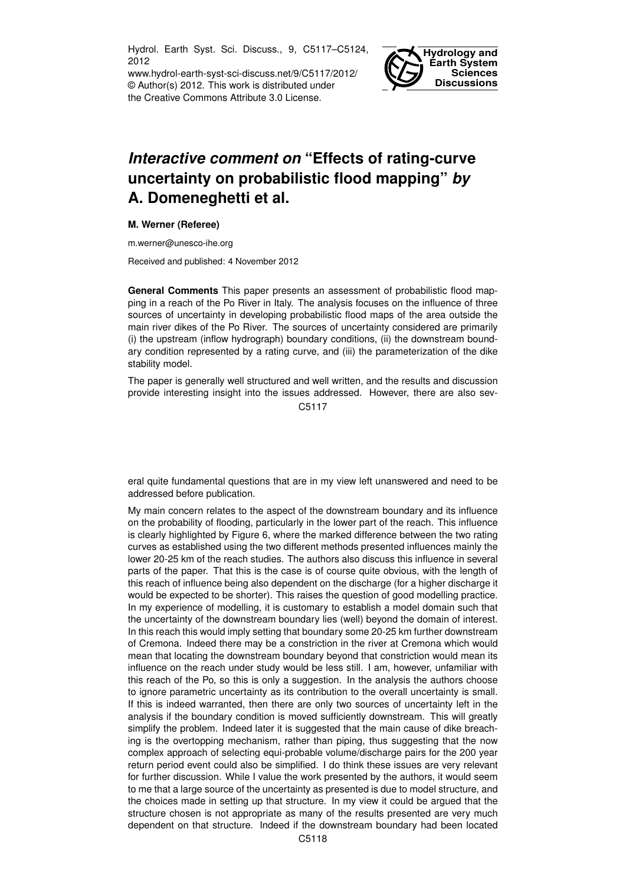# *Interactive comment on* "Effects of rating-curve uncertainty on probabilistic flood mapping" *by* A. Domeneghetti et al.

**M. Werner (Referee)**

m.werner@unesco-ihe.org

Received and published: 4 November 2012

**General Comments** This paper presents an assessment of probabilistic flood mapping in a reach of the Po River in Italy. The analysis focuses on the influence of three sources of uncertainty in developing probabilistic flood maps of the area outside the main river dikes of the Po River. The sources of uncertainty considered are primarily (i) the upstream (inflow hydrograph) boundary conditions, (ii) the downstream boundary condition represented by a rating curve, and (iii) the parameterization of the dike stability model.

The paper is generally well structured and well written, and the results and discussion provide interesting insight into the issues addressed. However, there are also several quite fundamental questions that are in my view left unanswered and need to be addressed before publication.

My main concern relates to the aspect of the downstream boundary and its influence on the probability of flooding, particularly in the lower part of the reach. This influence is clearly highlighted by Figure 6, where the marked difference between the two rating curves as established using the two different methods presented influences mainly the lower 20-25 km of the reach studies. The authors also discuss this influence in several parts of the paper. That this is the case is of course quite obvious, with the length of this reach of influence being also dependent on the discharge (for a higher discharge it would be expected to be shorter). This raises the question of good modelling practice. In my experience of modelling, it is customary to establish a model domain such that the uncertainty of the downstream boundary lies (well) beyond the domain of interest. In this reach this would imply setting that boundary some 20-25 km further downstream of Cremona. Indeed there may be a constriction in the river at Cremona which would mean that locating the downstream boundary beyond that constriction would mean its influence on the reach under study would be less still. I am, however, unfamiliar with this reach of the Po, so this is only a suggestion. In the analysis the authors choose to ignore parametric uncertainty as its contribution to the overall uncertainty is small. If this is indeed warranted, then there are only two sources of uncertainty left in the analysis if the boundary condition is moved sufficiently downstream. This will greatly simplify the problem. Indeed later it is suggested that the main cause of dike breaching is the overtopping mechanism, rather than piping, thus suggesting that the now complex approach of selecting equi-probable volume/discharge pairs for the 200 year return period event could also be simplified. I do think these issues are very relevant for further discussion. While I value the work presented by the authors, it would seem to me that a large source of the uncertainty as presented is due to model structure, and the choices made in setting up that structure. In my view it could be argued that the structure chosen is not appropriate as many of the results presented are very much dependent on that structure. Indeed if the downstream boundary had been located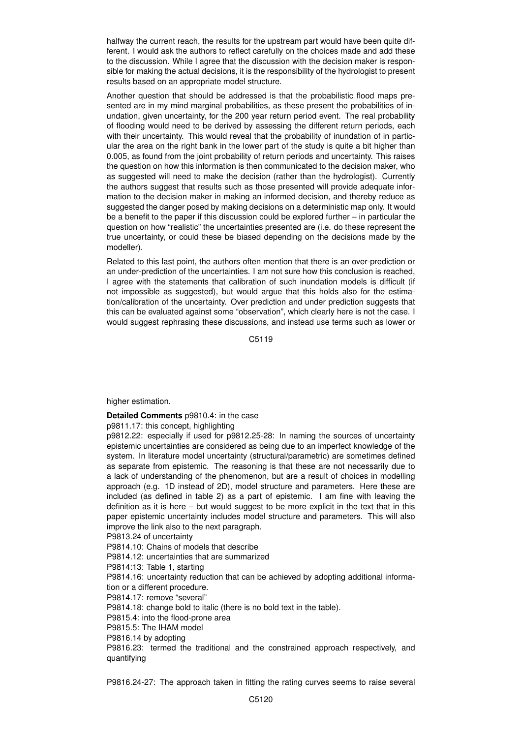halfway the current reach, the results for the upstream part would have been quite different. I would ask the authors to reflect carefully on the choices made and add these to the discussion. While I agree that the discussion with the decision maker is responsible for making the actual decisions, it is the responsibility of the hydrologist to present results based on an appropriate model structure.

Another question that should be addressed is that the probabilistic flood maps presented are in my mind marginal probabilities, as these present the probabilities of inundation, given uncertainty, for the 200 year return period event. The real probability of flooding would need to be derived by assessing the different return periods, each with their uncertainty. This would reveal that the probability of inundation of in particular the area on the right bank in the lower part of the study is quite a bit higher than 0.005, as found from the joint probability of return periods and uncertainty. This raises the question on how this information is then communicated to the decision maker, who as suggested will need to make the decision (rather than the hydrologist). Currently the authors suggest that results such as those presented will provide adequate information to the decision maker in making an informed decision, and thereby reduce as suggested the danger posed by making decisions on a deterministic map only. It would be a benefit to the paper if this discussion could be explored further – in particular the question on how "realistic" the uncertainties presented are (i.e. do these represent the true uncertainty, or could these be biased depending on the decisions made by the modeller).

Related to this last point, the authors often mention that there is an over-prediction or an under-prediction of the uncertainties. I am not sure how this conclusion is reached, I agree with the statements that calibration of such inundation models is difficult (if not impossible as suggested), but would argue that this holds also for the estimation/calibration of the uncertainty. Over prediction and under prediction suggests that this can be evaluated against some "observation", which clearly here is not the case. I would suggest rephrasing these discussions, and instead use terms such as lower or higher estimation.

**Detailed Comments** p9810.4: in the case

p9811.17: this concept, highlighting

p9812.22: especially if used for p9812.25-28: In naming the sources of uncertainty epistemic uncertainties are considered as being due to an imperfect knowledge of the system. In literature model uncertainty (structural/parametric) are sometimes defined as separate from epistemic. The reasoning is that these are not necessarily due to a lack of understanding of the phenomenon, but are a result of choices in modelling approach (e.g. 1D instead of 2D), model structure and parameters. Here these are included (as defined in table 2) as a part of epistemic. I am fine with leaving the definition as it is here – but would suggest to be more explicit in the text that in this paper epistemic uncertainty includes model structure and parameters. This will also improve the link also to the next paragraph.

P9813.24 of uncertainty

P9814.10: Chains of models that describe

P9814.12: uncertainties that are summarized

P9814:13: Table 1, starting

P9814.16: uncertainty reduction that can be achieved by adopting additional information or a different procedure.

P9814.17: remove "several"

P9814.18: change bold to italic (there is no bold text in the table).

P9815.4: into the flood-prone area

P9815.5: The IHAM model

P9816.14 by adopting

P9816.23: termed the traditional and the constrained approach respectively, and quantifying

P9816.24-27: The approach taken in fitting the rating curves seems to raise several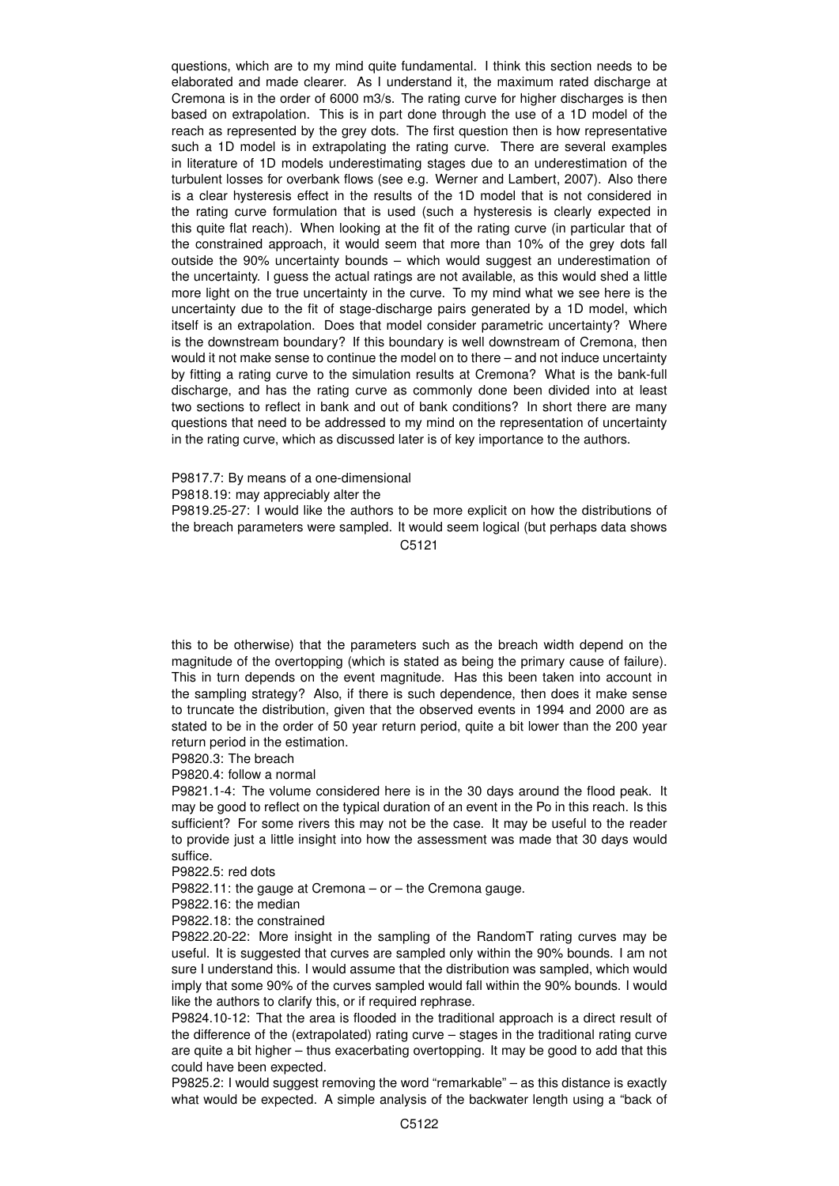questions, which are to my mind quite fundamental. I think this section needs to be elaborated and made clearer. As I understand it, the maximum rated discharge at Cremona is in the order of 6000 m3/s. The rating curve for higher discharges is then based on extrapolation. This is in part done through the use of a 1D model of the reach as represented by the grey dots. The first question then is how representative such a 1D model is in extrapolating the rating curve. There are several examples in literature of 1D models underestimating stages due to an underestimation of the turbulent losses for overbank flows (see e.g. Werner and Lambert, 2007). Also there is a clear hysteresis effect in the results of the 1D model that is not considered in the rating curve formulation that is used (such a hysteresis is clearly expected in this quite flat reach). When looking at the fit of the rating curve (in particular that of the constrained approach, it would seem that more than 10% of the grey dots fall outside the 90% uncertainty bounds – which would suggest an underestimation of the uncertainty. I guess the actual ratings are not available, as this would shed a little more light on the true uncertainty in the curve. To my mind what we see here is the uncertainty due to the fit of stage-discharge pairs generated by a 1D model, which itself is an extrapolation. Does that model consider parametric uncertainty? Where is the downstream boundary? If this boundary is well downstream of Cremona, then would it not make sense to continue the model on to there – and not induce uncertainty by fitting a rating curve to the simulation results at Cremona? What is the bank-full discharge, and has the rating curve as commonly done been divided into at least two sections to reflect in bank and out of bank conditions? In short there are many questions that need to be addressed to my mind on the representation of uncertainty in the rating curve, which as discussed later is of key importance to the authors.

P9817.7: By means of a one-dimensional

P9818.19: may appreciably alter the

P9819.25-27: I would like the authors to be more explicit on how the distributions of the breach parameters were sampled. It would seem logical (but perhaps data shows this to be otherwise) that the parameters such as the breach width depend on the magnitude of the overtopping (which is stated as being the primary cause of failure). This in turn depends on the event magnitude. Has this been taken into account in the sampling strategy? Also, if there is such dependence, then does it make sense to truncate the distribution, given that the observed events in 1994 and 2000 are as stated to be in the order of 50 year return period, quite a bit lower than the 200 year return period in the estimation.

P9820.3: The breach

P9820.4: follow a normal

P9821.1-4: The volume considered here is in the 30 days around the flood peak. It may be good to reflect on the typical duration of an event in the Po in this reach. Is this sufficient? For some rivers this may not be the case. It may be useful to the reader to provide just a little insight into how the assessment was made that 30 days would suffice.

P9822.5: red dots

P9822.11: the gauge at Cremona – or – the Cremona gauge.

P9822.16: the median

P9822.18: the constrained

P9822.20-22: More insight in the sampling of the RandomT rating curves may be useful. It is suggested that curves are sampled only within the 90% bounds. I am not sure I understand this. I would assume that the distribution was sampled, which would imply that some 90% of the curves sampled would fall within the 90% bounds. I would like the authors to clarify this, or if required rephrase.

P9824.10-12: That the area is flooded in the traditional approach is a direct result of the difference of the (extrapolated) rating curve – stages in the traditional rating curve are quite a bit higher – thus exacerbating overtopping. It may be good to add that this could have been expected.

P9825.2: I would suggest removing the word "remarkable" – as this distance is exactly what would be expected. A simple analysis of the backwater length using a "back of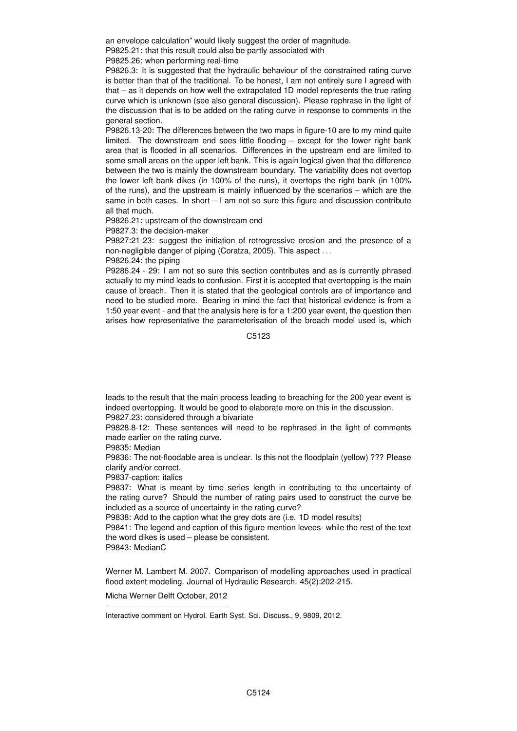an envelope calculation" would likely suggest the order of magnitude.

P9825.21: that this result could also be partly associated with

P9825.26: when performing real-time

P9826.3: It is suggested that the hydraulic behaviour of the constrained rating curve is better than that of the traditional. To be honest, I am not entirely sure I agreed with that – as it depends on how well the extrapolated 1D model represents the true rating curve which is unknown (see also general discussion). Please rephrase in the light of the discussion that is to be added on the rating curve in response to comments in the general section.

P9826.13-20: The differences between the two maps in figure-10 are to my mind quite limited. The downstream end sees little flooding – except for the lower right bank area that is flooded in all scenarios. Differences in the upstream end are limited to some small areas on the upper left bank. This is again logical given that the difference between the two is mainly the downstream boundary. The variability does not overtop the lower left bank dikes (in 100% of the runs), it overtops the right bank (in 100% of the runs), and the upstream is mainly influenced by the scenarios – which are the same in both cases. In short – I am not so sure this figure and discussion contribute all that much.

P9826.21: upstream of the downstream end

P9827.3: the decision-maker

P9827:21-23: suggest the initiation of retrogressive erosion and the presence of a non-negligible danger of piping (Coratza, 2005). This aspect ...

P9826.24: the piping

P9286.24 - 29: I am not so sure this section contributes and as is currently phrased actually to my mind leads to confusion. First it is accepted that overtopping is the main cause of breach. Then it is stated that the geological controls are of importance and need to be studied more. Bearing in mind the fact that historical evidence is from a 1:50 year event - and that the analysis here is for a 1:200 year event, the question then arises how representative the parameterisation of the breach model used is, which leads to the result that the main process leading to breaching for the 200 year event is indeed overtopping. It would be good to elaborate more on this in the discussion.

P9827.23: considered through a bivariate

P9828.8-12: These sentences will need to be rephrased in the light of comments made earlier on the rating curve.

P9835: Median

P9836: The not-floodable area is unclear. Is this not the floodplain (yellow) ??? Please clarify and/or correct.

P9837-caption: italics

P9837: What is meant by time series length in contributing to the uncertainty of the rating curve? Should the number of rating pairs used to construct the curve be included as a source of uncertainty in the rating curve?

P9838: Add to the caption what the grey dots are (i.e. 1D model results)

P9841: The legend and caption of this figure mention levees- while the rest of the text the word dikes is used – please be consistent.

P9843: MedianC

Werner M. Lambert M. 2007. Comparison of modelling approaches used in practical flood extent modeling. Journal of Hydraulic Research. 45(2):202-215.

Micha Werner Delft October, 2012

Interactive comment on Hydrol. Earth Syst. Sci. Discuss., 9, 9809, 2012.